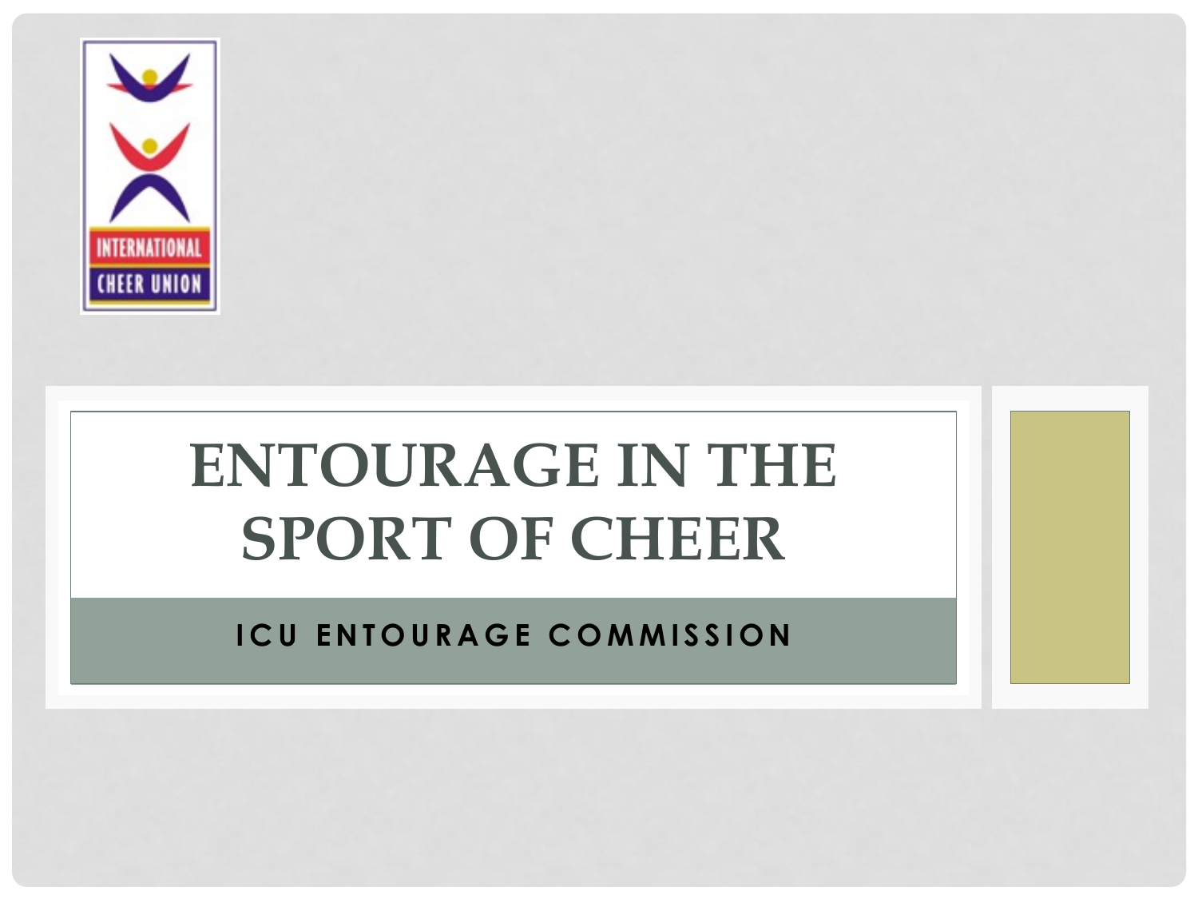# ENTOURAGE IN THE SPORT OF CHEER

## ICU ENTOURAGE COMMISSION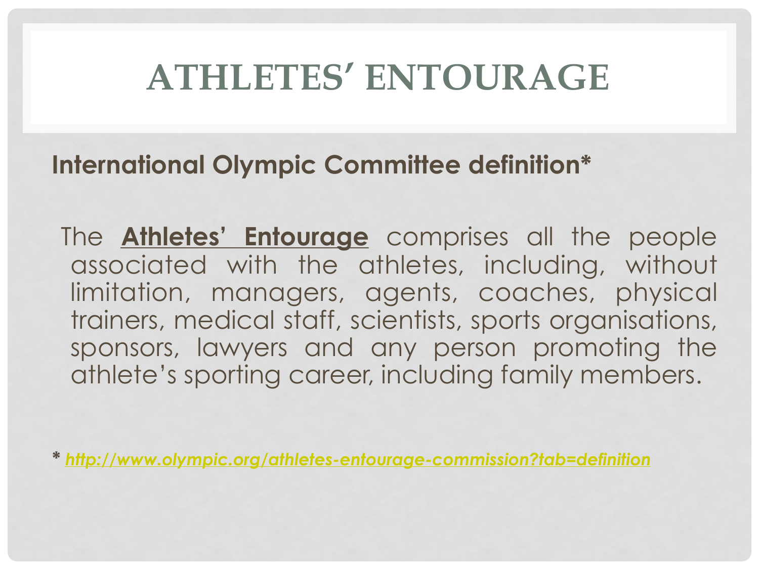# ATHLETES' ENTOURAGE

**International Olympic Committee definition***

The **Athletes' Entourage** comprises all the people associated with the athletes, including, without limitation, managers, agents, coaches, physical trainers, medical staff, scientists, sports organisations, sponsors, lawyers and any person promoting the athlete's sporting career, including family members.

*** *http://www.olympic.org/athletes-entourage-commission?tab=definition***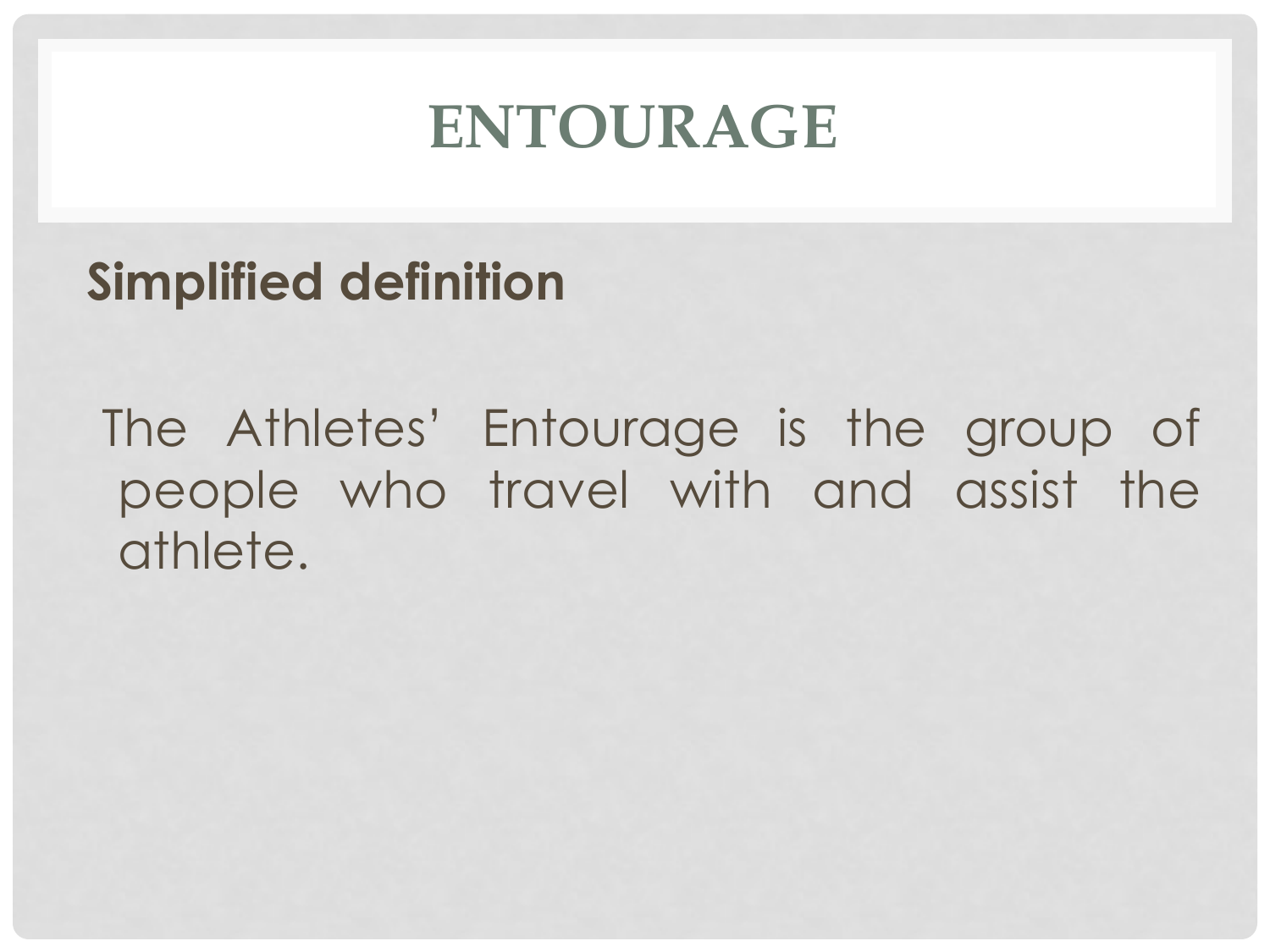# ENTOURAGE

**Simplified definition**

The Athletes' Entourage is the group of people who travel with and assist the athlete.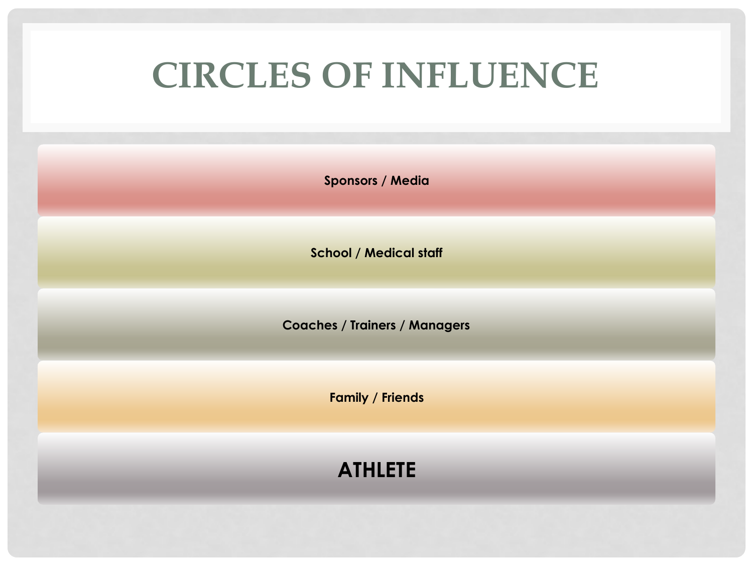# CIRCLES OF INFLUENCE

Sponsors / Media

School / Medical staff

Coaches / Trainers / Managers

Family / Friends

**ATHLETE**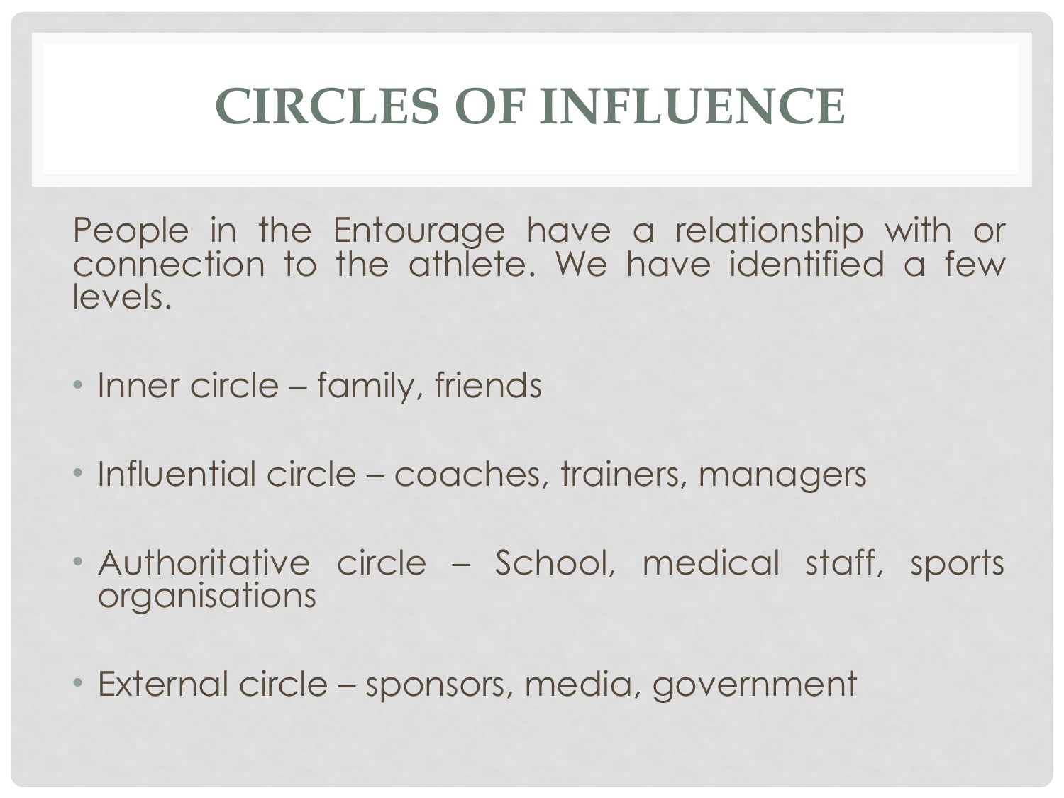# CIRCLES OF INFLUENCE

People in the Entourage have a relationship with or connection to the athlete. We have identified a few levels.

- Inner circle – family, friends
- Influential circle – coaches, trainers, managers
- Authoritative circle – School, medical staff, sports organisations
- External circle – sponsors, media, government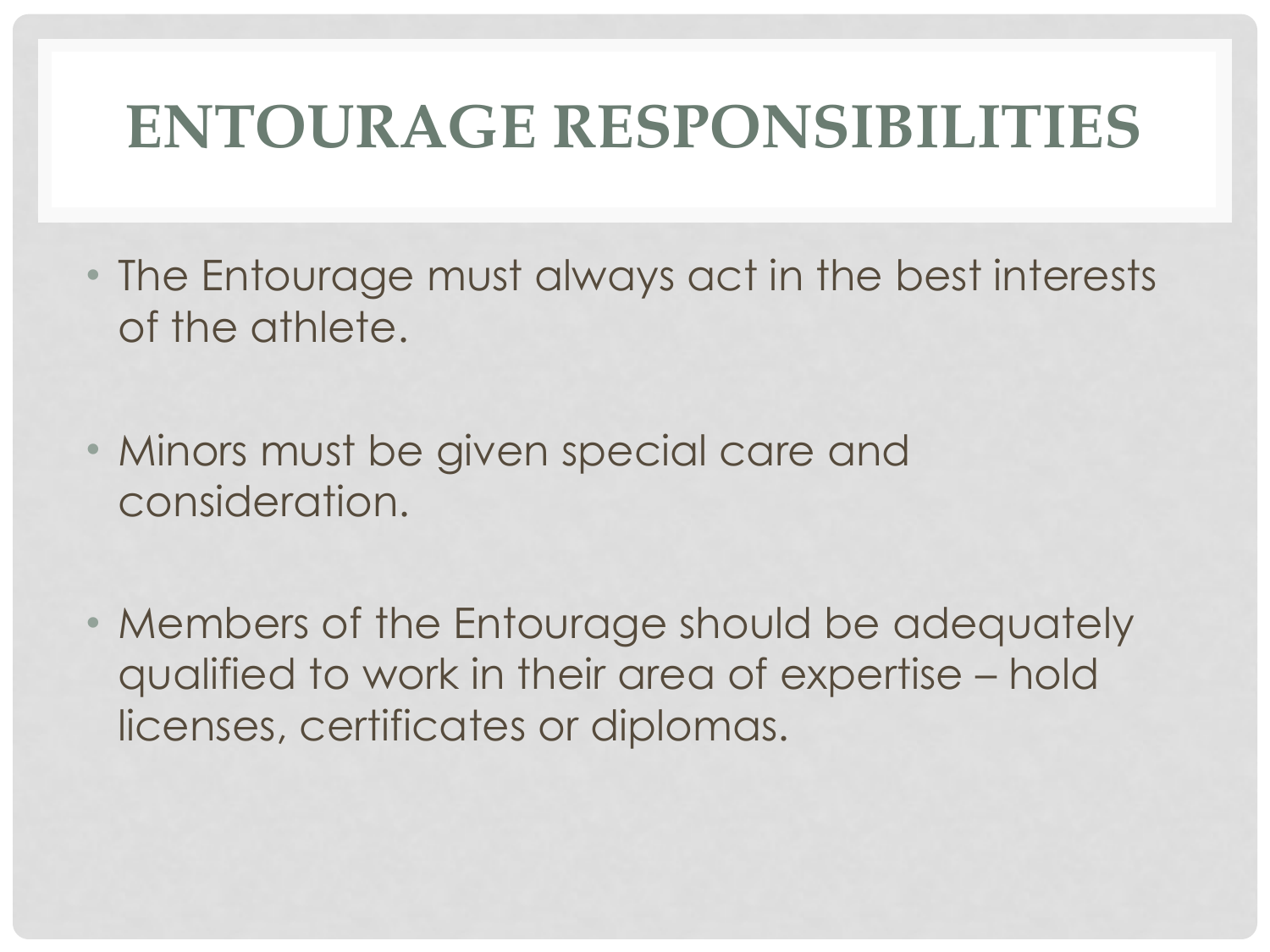# ENTOURAGE RESPONSIBILITIES

- The Entourage must always act in the best interests of the athlete.
- Minors must be given special care and consideration.
- Members of the Entourage should be adequately qualified to work in their area of expertise – hold licenses, certificates or diplomas.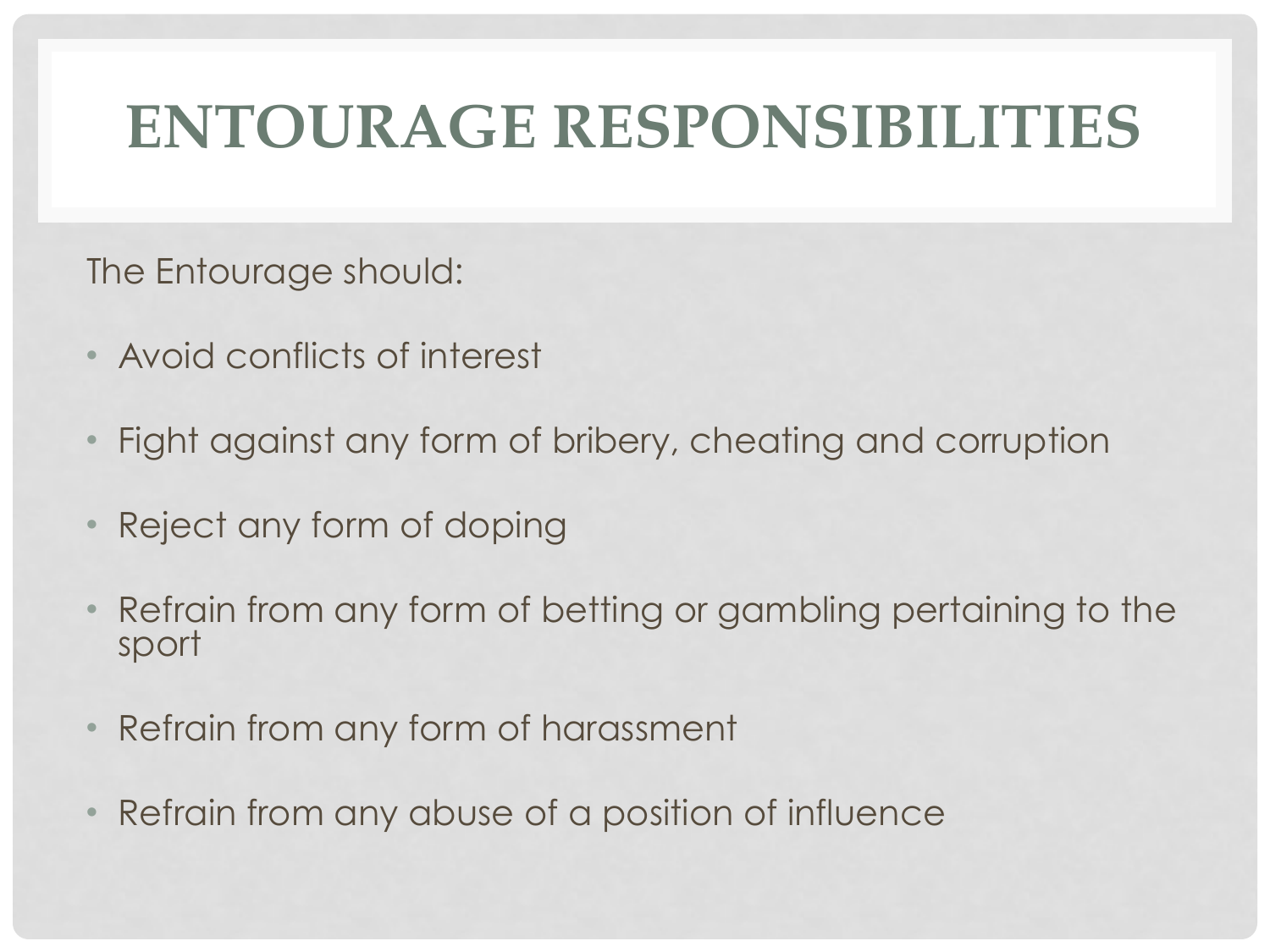# ENTOURAGE RESPONSIBILITIES

The Entourage should:

- Avoid conflicts of interest
- Fight against any form of bribery, cheating and corruption
- Reject any form of doping
- Refrain from any form of betting or gambling pertaining to the sport
- Refrain from any form of harassment
- Refrain from any abuse of a position of influence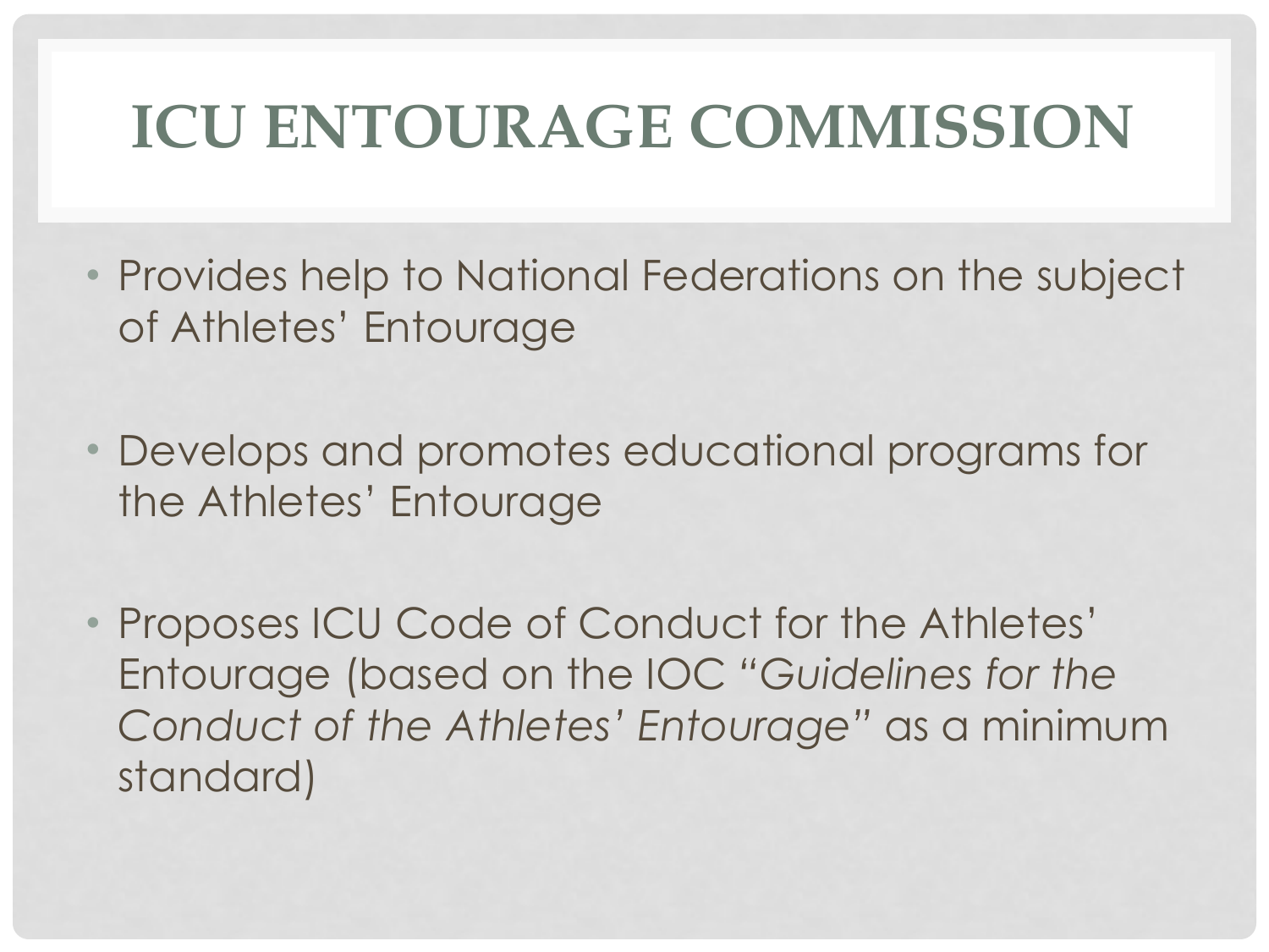# ICU ENTOURAGE COMMISSION

- Provides help to National Federations on the subject of Athletes' Entourage
- Develops and promotes educational programs for the Athletes' Entourage
- Proposes ICU Code of Conduct for the Athletes' Entourage (based on the IOC "*Guidelines for the Conduct of the Athletes' Entourage*" as a minimum standard)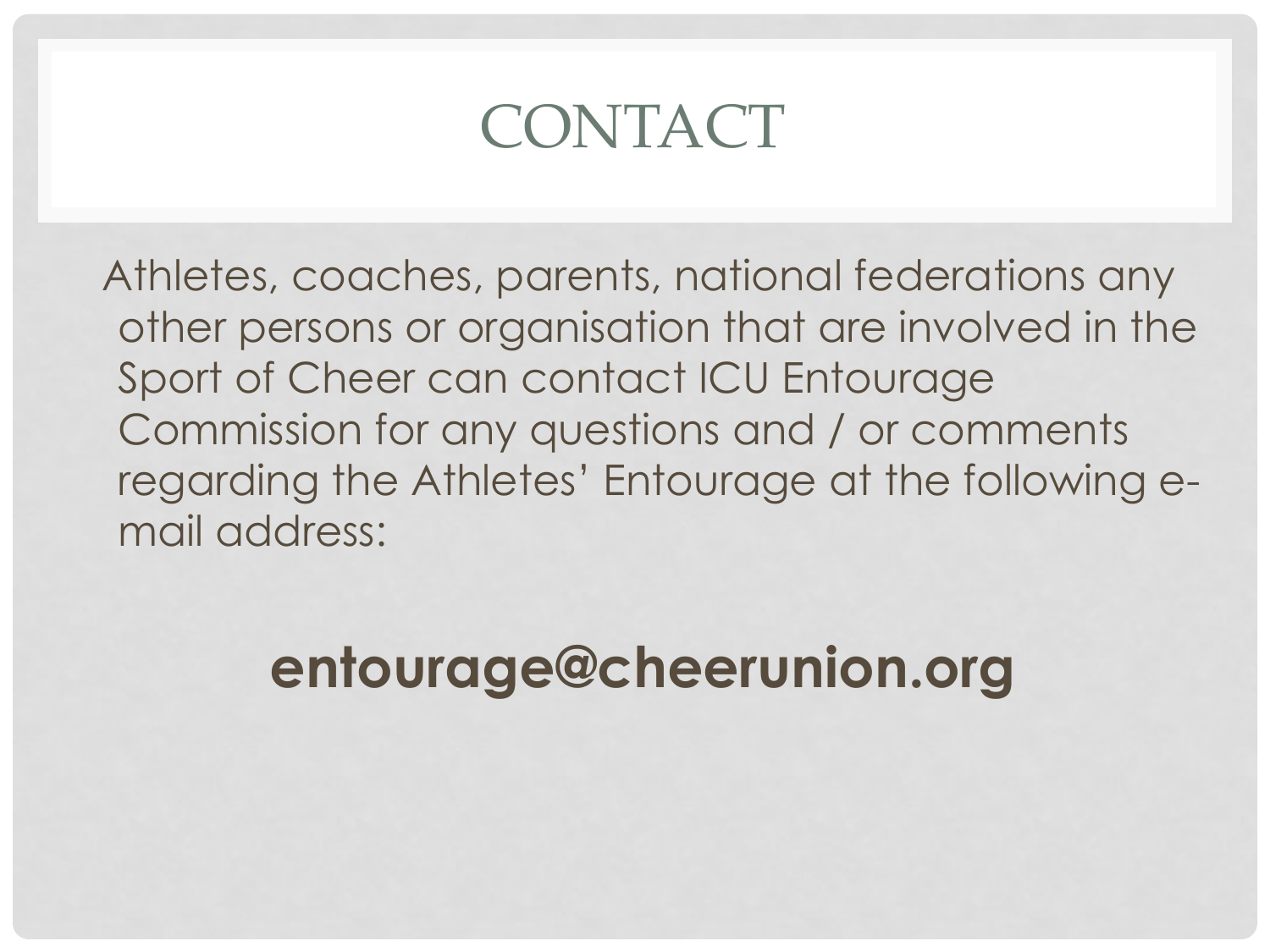# CONTACT

Athletes, coaches, parents, national federations any other persons or organisation that are involved in the Sport of Cheer can contact ICU Entourage Commission for any questions and / or comments regarding the Athletes' Entourage at the following e-mail address:

**entourage@cheerunion.org**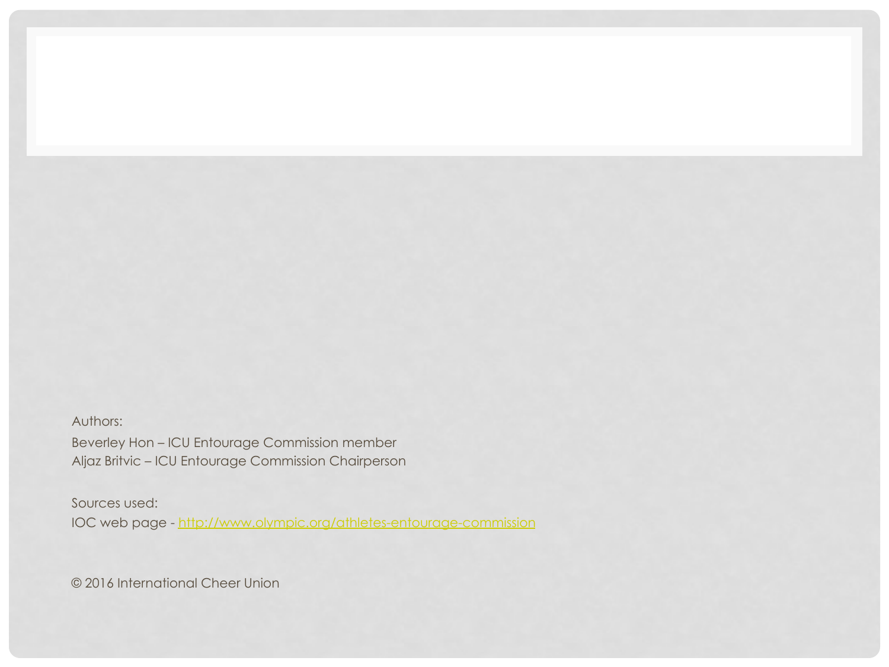Authors:

Beverley Hon – ICU Entourage Commission member
Aljaz Britvic – ICU Entourage Commission Chairperson

Sources used:
IOC web page - [http://www.olympic.org/athletes-entourage-commission](http://www.olympic.org/athletes-entourage-commission)

© 2016 International Cheer Union